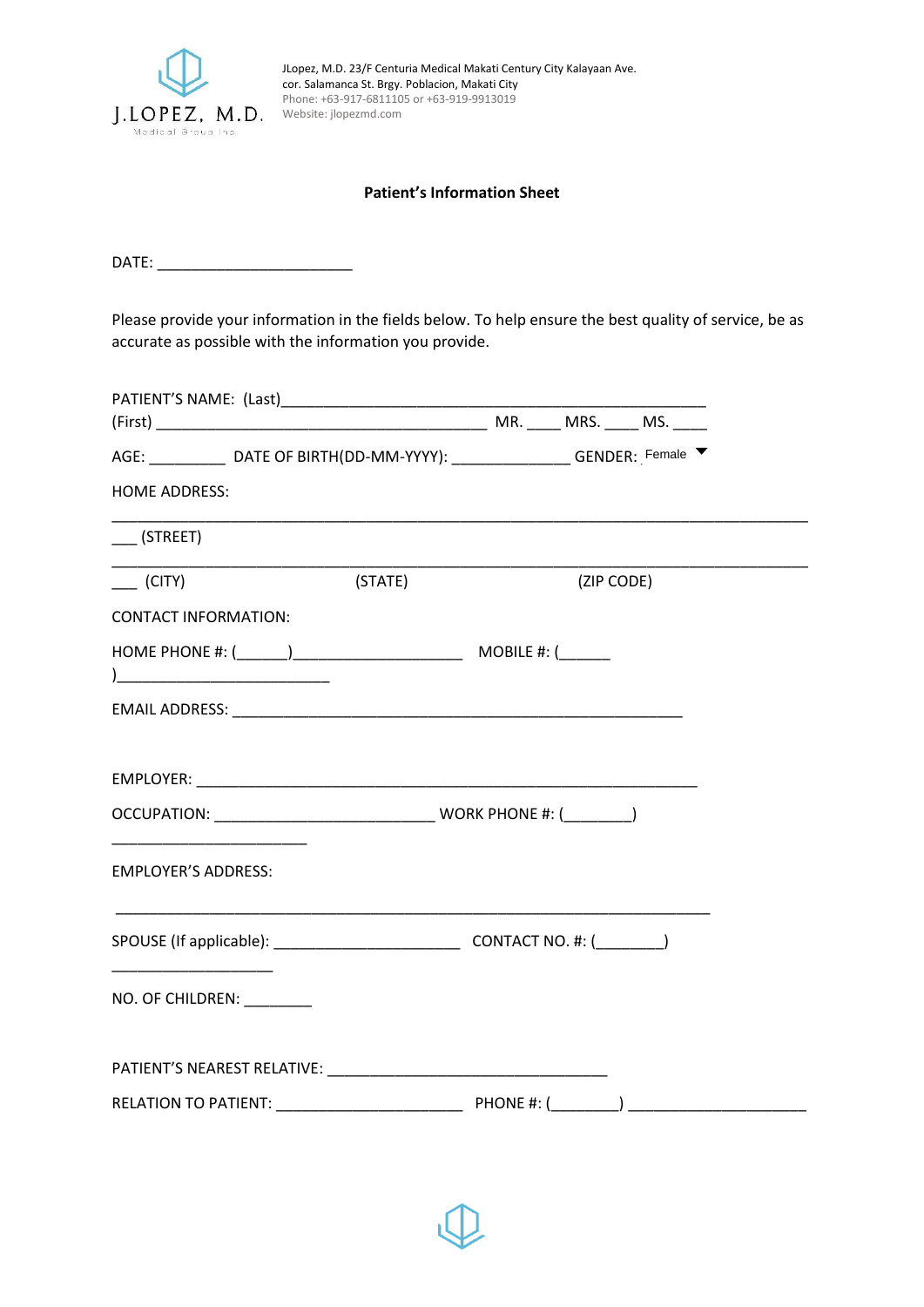J.LOPEZ, M.D.
Medical Group Inc.

JLopez, M.D. 23/F Centuria Medical Makati Century City Kalayaan Ave.
cor. Salamanca St. Brgy. Poblacion, Makati City
Phone: +63-917-6811105 or +63-919-9913019
Website: jlopezmd.com

**Patient's Information Sheet**

DATE: ________________________

Please provide your information in the fields below. To help ensure the best quality of service, be as accurate as possible with the information you provide.

PATIENT'S NAME: (Last)____________________________________________________
(First) _________________________________________ MR. ____ MRS. ____ MS. ____

AGE: _________ DATE OF BIRTH(DD-MM-YYYY): ______________ GENDER: Female

HOME ADDRESS:

_____________________________________________________________________________________
___ (STREET)

_____________________________________________________________________________________
___ (CITY) (STATE) (ZIP CODE)

CONTACT INFORMATION:

HOME PHONE #: (______)_____________________ MOBILE #: (______
)__________________________

EMAIL ADDRESS: _______________________________________________________

EMPLOYER: ____________________________________________________________

OCCUPATION: ___________________________ WORK PHONE #: (________)
________________________

EMPLOYER'S ADDRESS:

_________________________________________________________________________

SPOUSE (If applicable): _______________________ CONTACT NO. #: (________)
____________________

NO. OF CHILDREN: ________

PATIENT'S NEAREST RELATIVE: __________________________________

RELATION TO PATIENT: _______________________ PHONE #: (________) ______________________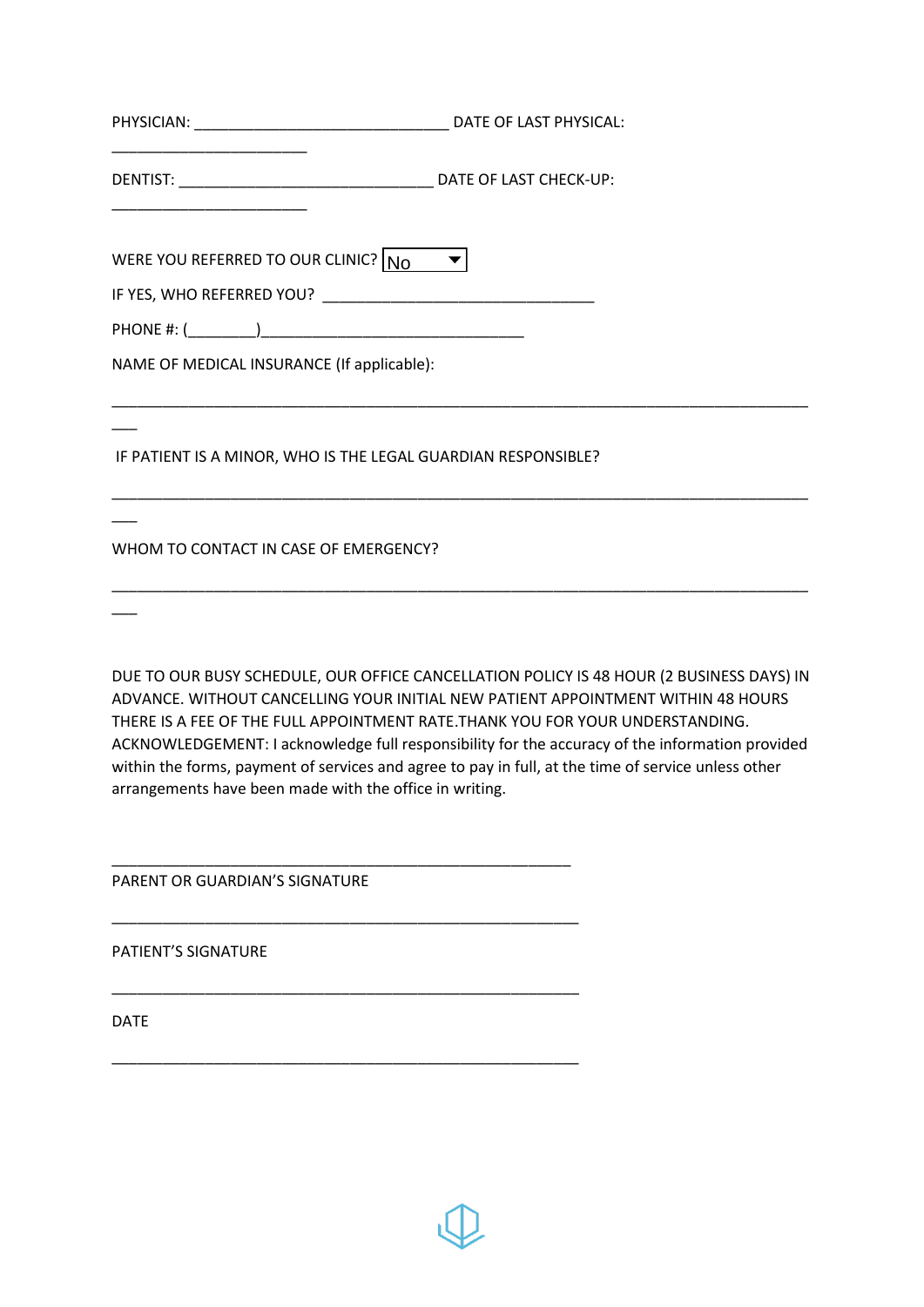PHYSICIAN: ______________________________ DATE OF LAST PHYSICAL: _______________________

DENTIST: ______________________________ DATE OF LAST CHECK-UP: _______________________

WERE YOU REFERRED TO OUR CLINIC? No

IF YES, WHO REFERRED YOU? ________________________________

PHONE #: (________)________________________________

NAME OF MEDICAL INSURANCE (If applicable):

___________________________________________________________________________________

IF PATIENT IS A MINOR, WHO IS THE LEGAL GUARDIAN RESPONSIBLE?

___________________________________________________________________________________

WHOM TO CONTACT IN CASE OF EMERGENCY?

___________________________________________________________________________________

DUE TO OUR BUSY SCHEDULE, OUR OFFICE CANCELLATION POLICY IS 48 HOUR (2 BUSINESS DAYS) IN ADVANCE. WITHOUT CANCELLING YOUR INITIAL NEW PATIENT APPOINTMENT WITHIN 48 HOURS THERE IS A FEE OF THE FULL APPOINTMENT RATE.THANK YOU FOR YOUR UNDERSTANDING. ACKNOWLEDGEMENT: I acknowledge full responsibility for the accuracy of the information provided within the forms, payment of services and agree to pay in full, at the time of service unless other arrangements have been made with the office in writing.

_______________________________________________________

PARENT OR GUARDIAN'S SIGNATURE

_______________________________________________________

PATIENT'S SIGNATURE

_______________________________________________________

DATE

_______________________________________________________